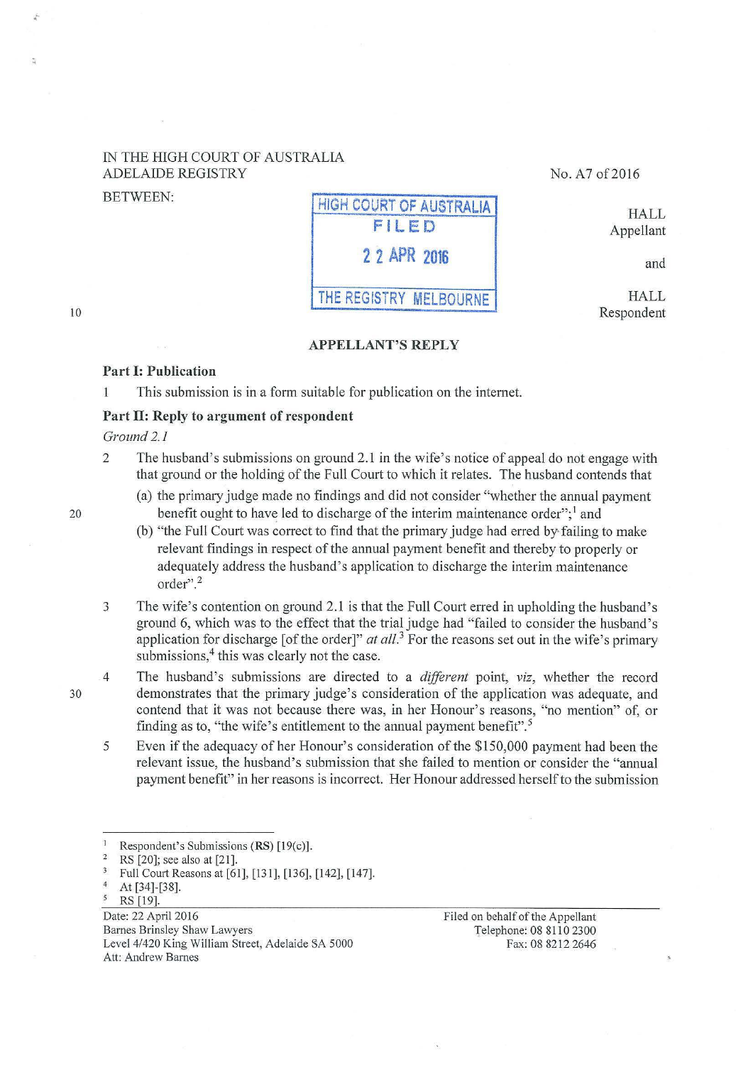IN THE HIGH COURT OF AUSTRALIA
ADELAIDE REGISTRY

No. A7 of 2016

BETWEEN:

HIGH COURT OF AUSTRALIA
FILED
22 APR 2016
THE REGISTRY MELBOURNE

HALL
Appellant

and

HALL
Respondent

## APPELLANT'S REPLY

### Part I: Publication

1 This submission is in a form suitable for publication on the internet.

### Part II: Reply to argument of respondent

*Ground 2.1*

2 The husband's submissions on ground 2.1 in the wife's notice of appeal do not engage with that ground or the holding of the Full Court to which it relates. The husband contends that

(a) the primary judge made no findings and did not consider "whether the annual payment benefit ought to have led to discharge of the interim maintenance order";[1] and

(b) "the Full Court was correct to find that the primary judge had erred by failing to make relevant findings in respect of the annual payment benefit and thereby to properly or adequately address the husband's application to discharge the interim maintenance order".[2]

3 The wife's contention on ground 2.1 is that the Full Court erred in upholding the husband's ground 6, which was to the effect that the trial judge had "failed to consider the husband's application for discharge [of the order]" *at all*.[3] For the reasons set out in the wife's primary submissions,[4] this was clearly not the case.

4 The husband's submissions are directed to a *different* point, *viz*, whether the record demonstrates that the primary judge's consideration of the application was adequate, and contend that it was not because there was, in her Honour's reasons, "no mention" of, or finding as to, "the wife's entitlement to the annual payment benefit".[5]

5 Even if the adequacy of her Honour's consideration of the $150,000 payment had been the relevant issue, the husband's submission that she failed to mention or consider the "annual payment benefit" in her reasons is incorrect. Her Honour addressed herself to the submission

---

[1] Respondent's Submissions (**RS**) [19(c)].

[2] RS [20]; see also at [21].

[3] Full Court Reasons at [61], [131], [136], [142], [147].

[4] At [34]-[38].

[5] RS [19].

Date: 22 April 2016
Barnes Brinsley Shaw Lawyers
Level 4/420 King William Street, Adelaide SA 5000
Att: Andrew Barnes

Filed on behalf of the Appellant
Telephone: 08 8110 2300
Fax: 08 8212 2646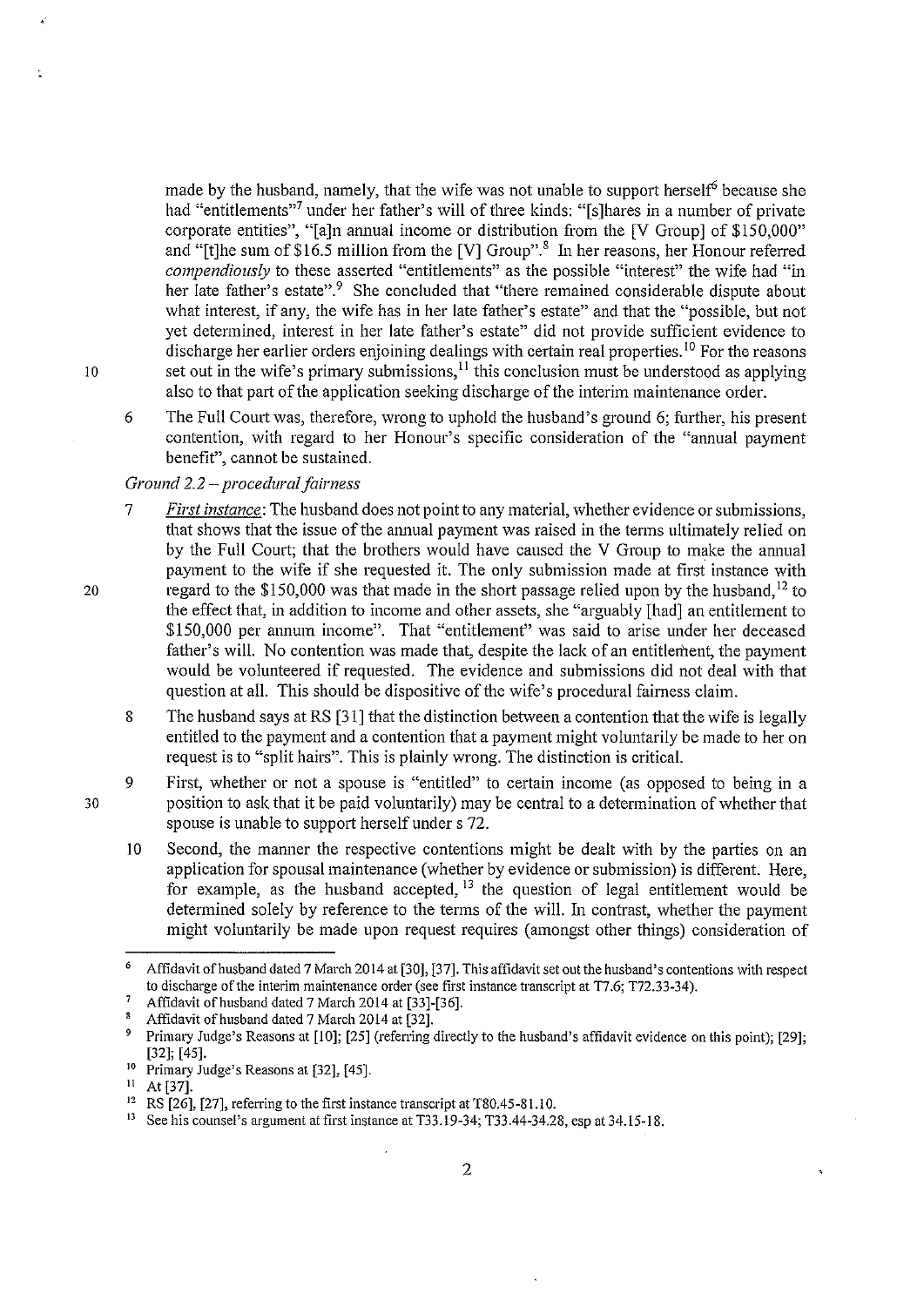made by the husband, namely, that the wife was not unable to support herself[6] because she had "entitlements"[7] under her father's will of three kinds: "[s]hares in a number of private corporate entities", "[a]n annual income or distribution from the [V Group] of $150,000" and "[t]he sum of $16.5 million from the [V] Group".[8] In her reasons, her Honour referred *compendiously* to these asserted "entitlements" as the possible "interest" the wife had "in her late father's estate".[9] She concluded that "there remained considerable dispute about what interest, if any, the wife has in her late father's estate" and that the "possible, but not yet determined, interest in her late father's estate" did not provide sufficient evidence to discharge her earlier orders enjoining dealings with certain real properties.[10] For the reasons set out in the wife's primary submissions,[11] this conclusion must be understood as applying also to that part of the application seeking discharge of the interim maintenance order.

6 The Full Court was, therefore, wrong to uphold the husband's ground 6; further, his present contention, with regard to her Honour's specific consideration of the "annual payment benefit", cannot be sustained.

*Ground 2.2 – procedural fairness*

7 *First instance*: The husband does not point to any material, whether evidence or submissions, that shows that the issue of the annual payment was raised in the terms ultimately relied on by the Full Court; that the brothers would have caused the V Group to make the annual payment to the wife if she requested it. The only submission made at first instance with regard to the $150,000 was that made in the short passage relied upon by the husband,[12] to the effect that, in addition to income and other assets, she "arguably [had] an entitlement to $150,000 per annum income". That "entitlement" was said to arise under her deceased father's will. No contention was made that, despite the lack of an entitlement, the payment would be volunteered if requested. The evidence and submissions did not deal with that question at all. This should be dispositive of the wife's procedural fairness claim.

8 The husband says at RS [31] that the distinction between a contention that the wife is legally entitled to the payment and a contention that a payment might voluntarily be made to her on request is to "split hairs". This is plainly wrong. The distinction is critical.

9 First, whether or not a spouse is "entitled" to certain income (as opposed to being in a position to ask that it be paid voluntarily) may be central to a determination of whether that spouse is unable to support herself under s 72.

10 Second, the manner the respective contentions might be dealt with by the parties on an application for spousal maintenance (whether by evidence or submission) is different. Here, for example, as the husband accepted,[13] the question of legal entitlement would be determined solely by reference to the terms of the will. In contrast, whether the payment might voluntarily be made upon request requires (amongst other things) consideration of

---

[6] Affidavit of husband dated 7 March 2014 at [30], [37]. This affidavit set out the husband's contentions with respect to discharge of the interim maintenance order (see first instance transcript at T7.6; T72.33-34).

[7] Affidavit of husband dated 7 March 2014 at [33]-[36].

[8] Affidavit of husband dated 7 March 2014 at [32].

[9] Primary Judge's Reasons at [10]; [25] (referring directly to the husband's affidavit evidence on this point); [29]; [32]; [45].

[10] Primary Judge's Reasons at [32], [45].

[11] At [37].

[12] RS [26], [27], referring to the first instance transcript at T80.45-81.10.

[13] See his counsel's argument at first instance at T33.19-34; T33.44-34.28, esp at 34.15-18.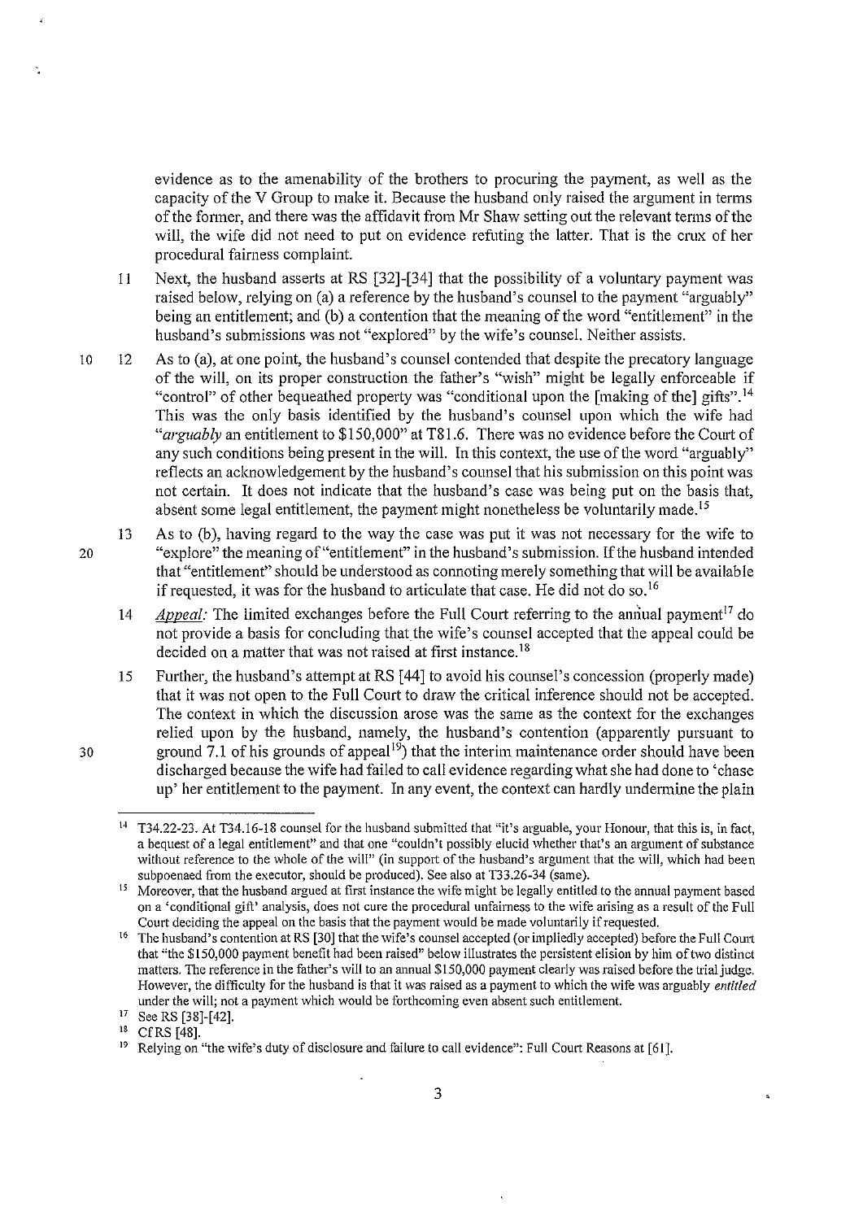evidence as to the amenability of the brothers to procuring the payment, as well as the capacity of the V Group to make it. Because the husband only raised the argument in terms of the former, and there was the affidavit from Mr Shaw setting out the relevant terms of the will, the wife did not need to put on evidence refuting the latter. That is the crux of her procedural fairness complaint.

11 Next, the husband asserts at RS [32]-[34] that the possibility of a voluntary payment was raised below, relying on (a) a reference by the husband's counsel to the payment "arguably" being an entitlement; and (b) a contention that the meaning of the word "entitlement" in the husband's submissions was not "explored" by the wife's counsel. Neither assists.

12 As to (a), at one point, the husband's counsel contended that despite the precatory language of the will, on its proper construction the father's "wish" might be legally enforceable if "control" of other bequeathed property was "conditional upon the [making of the] gifts".[14] This was the only basis identified by the husband's counsel upon which the wife had "*arguably* an entitlement to $150,000" at T81.6. There was no evidence before the Court of any such conditions being present in the will. In this context, the use of the word "arguably" reflects an acknowledgement by the husband's counsel that his submission on this point was not certain. It does not indicate that the husband's case was being put on the basis that, absent some legal entitlement, the payment might nonetheless be voluntarily made.[15]

13 As to (b), having regard to the way the case was put it was not necessary for the wife to "explore" the meaning of "entitlement" in the husband's submission. If the husband intended that "entitlement" should be understood as connoting merely something that will be available if requested, it was for the husband to articulate that case. He did not do so.[16]

14 *Appeal:* The limited exchanges before the Full Court referring to the annual payment[17] do not provide a basis for concluding that the wife's counsel accepted that the appeal could be decided on a matter that was not raised at first instance.[18]

15 Further, the husband's attempt at RS [44] to avoid his counsel's concession (properly made) that it was not open to the Full Court to draw the critical inference should not be accepted. The context in which the discussion arose was the same as the context for the exchanges relied upon by the husband, namely, the husband's contention (apparently pursuant to ground 7.1 of his grounds of appeal[19]) that the interim maintenance order should have been discharged because the wife had failed to call evidence regarding what she had done to 'chase up' her entitlement to the payment. In any event, the context can hardly undermine the plain

---

[14] T34.22-23. At T34.16-18 counsel for the husband submitted that "it's arguable, your Honour, that this is, in fact, a bequest of a legal entitlement" and that one "couldn't possibly elucid whether that's an argument of substance without reference to the whole of the will" (in support of the husband's argument that the will, which had been subpoenaed from the executor, should be produced). See also at T33.26-34 (same).

[15] Moreover, that the husband argued at first instance the wife might be legally entitled to the annual payment based on a 'conditional gift' analysis, does not cure the procedural unfairness to the wife arising as a result of the Full Court deciding the appeal on the basis that the payment would be made voluntarily if requested.

[16] The husband's contention at RS [30] that the wife's counsel accepted (or impliedly accepted) before the Full Court that "the $150,000 payment benefit had been raised" below illustrates the persistent elision by him of two distinct matters. The reference in the father's will to an annual $150,000 payment clearly was raised before the trial judge. However, the difficulty for the husband is that it was raised as a payment to which the wife was arguably *entitled* under the will; not a payment which would be forthcoming even absent such entitlement.

[17] See RS [38]-[42].

[18] Cf RS [48].

[19] Relying on "the wife's duty of disclosure and failure to call evidence": Full Court Reasons at [61].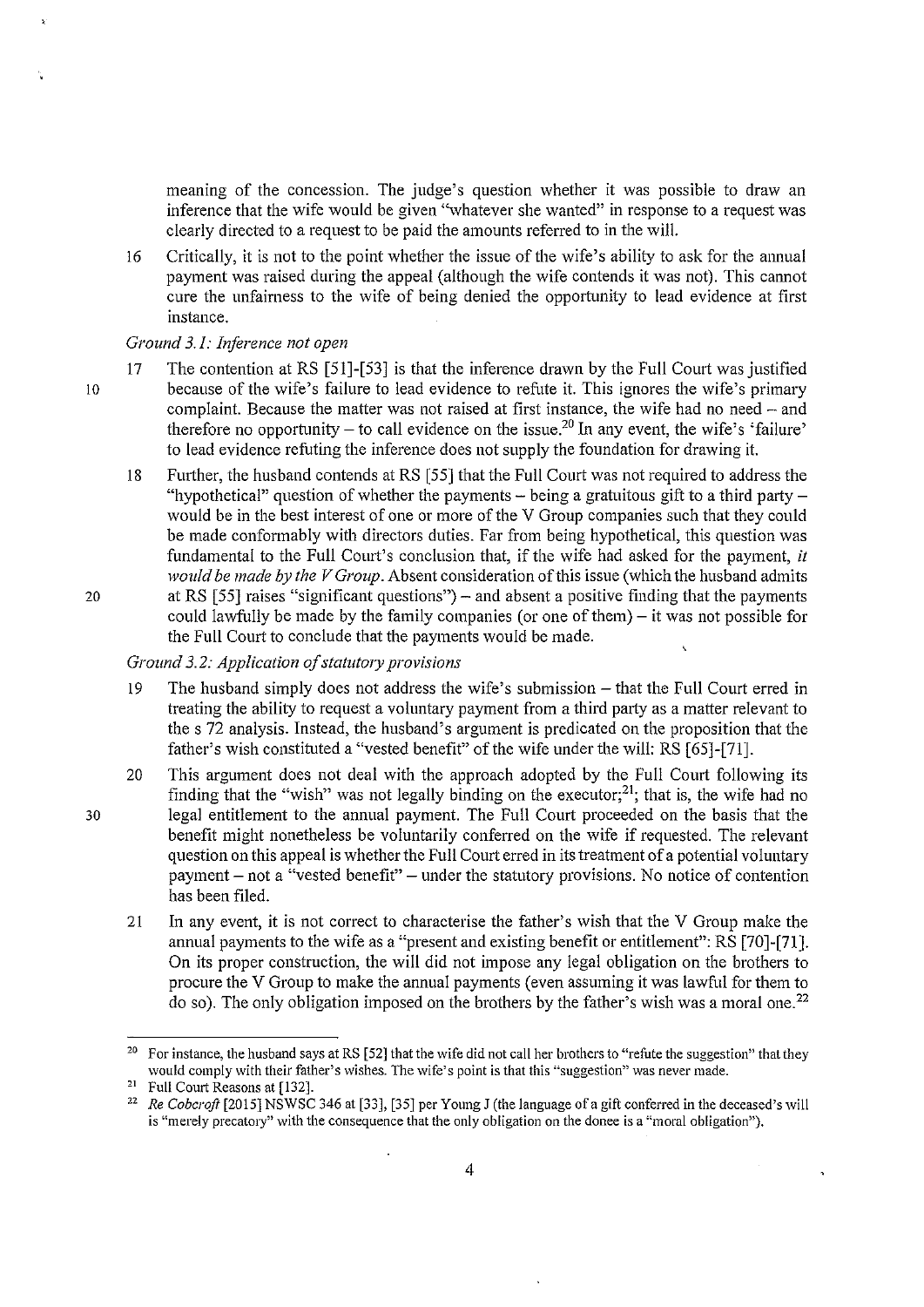meaning of the concession. The judge's question whether it was possible to draw an inference that the wife would be given "whatever she wanted" in response to a request was clearly directed to a request to be paid the amounts referred to in the will.

16 Critically, it is not to the point whether the issue of the wife's ability to ask for the annual payment was raised during the appeal (although the wife contends it was not). This cannot cure the unfairness to the wife of being denied the opportunity to lead evidence at first instance.

*Ground 3.1: Inference not open*

17 The contention at RS [51]-[53] is that the inference drawn by the Full Court was justified because of the wife's failure to lead evidence to refute it. This ignores the wife's primary complaint. Because the matter was not raised at first instance, the wife had no need – and therefore no opportunity – to call evidence on the issue.[20] In any event, the wife's 'failure' to lead evidence refuting the inference does not supply the foundation for drawing it.

18 Further, the husband contends at RS [55] that the Full Court was not required to address the "hypothetical" question of whether the payments – being a gratuitous gift to a third party – would be in the best interest of one or more of the V Group companies such that they could be made conformably with directors duties. Far from being hypothetical, this question was fundamental to the Full Court's conclusion that, if the wife had asked for the payment, *it would be made by the V Group*. Absent consideration of this issue (which the husband admits at RS [55] raises "significant questions") – and absent a positive finding that the payments could lawfully be made by the family companies (or one of them) – it was not possible for the Full Court to conclude that the payments would be made.

*Ground 3.2: Application of statutory provisions*

19 The husband simply does not address the wife's submission – that the Full Court erred in treating the ability to request a voluntary payment from a third party as a matter relevant to the s 72 analysis. Instead, the husband's argument is predicated on the proposition that the father's wish constituted a "vested benefit" of the wife under the will: RS [65]-[71].

20 This argument does not deal with the approach adopted by the Full Court following its finding that the "wish" was not legally binding on the executor;[21]; that is, the wife had no legal entitlement to the annual payment. The Full Court proceeded on the basis that the benefit might nonetheless be voluntarily conferred on the wife if requested. The relevant question on this appeal is whether the Full Court erred in its treatment of a potential voluntary payment – not a "vested benefit" – under the statutory provisions. No notice of contention has been filed.

21 In any event, it is not correct to characterise the father's wish that the V Group make the annual payments to the wife as a "present and existing benefit or entitlement": RS [70]-[71]. On its proper construction, the will did not impose any legal obligation on the brothers to procure the V Group to make the annual payments (even assuming it was lawful for them to do so). The only obligation imposed on the brothers by the father's wish was a moral one.[22]

---

[20] For instance, the husband says at RS [52] that the wife did not call her brothers to "refute the suggestion" that they would comply with their father's wishes. The wife's point is that this "suggestion" was never made.

[21] Full Court Reasons at [132].

[22] *Re Cobcroft* [2015] NSWSC 346 at [33], [35] per Young J (the language of a gift conferred in the deceased's will is "merely precatory" with the consequence that the only obligation on the donee is a "moral obligation").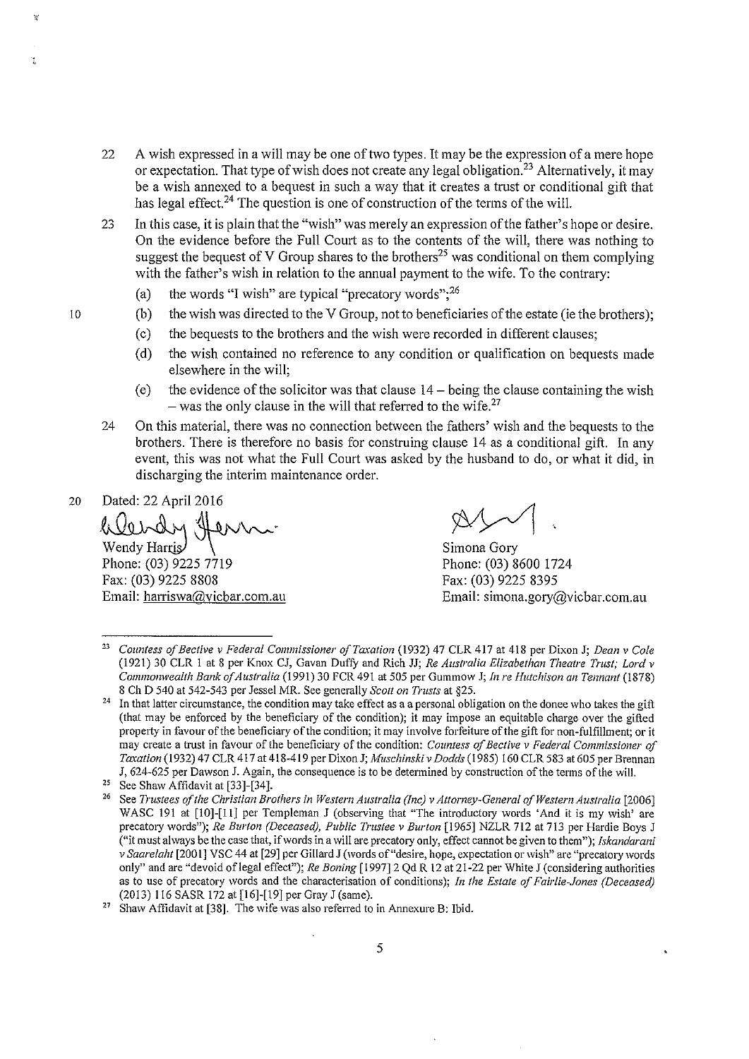22 A wish expressed in a will may be one of two types. It may be the expression of a mere hope or expectation. That type of wish does not create any legal obligation.[23] Alternatively, it may be a wish annexed to a bequest in such a way that it creates a trust or conditional gift that has legal effect.[24] The question is one of construction of the terms of the will.

23 In this case, it is plain that the "wish" was merely an expression of the father's hope or desire. On the evidence before the Full Court as to the contents of the will, there was nothing to suggest the bequest of V Group shares to the brothers[25] was conditional on them complying with the father's wish in relation to the annual payment to the wife. To the contrary:

(a) the words "I wish" are typical "precatory words";[26]

(b) the wish was directed to the V Group, not to beneficiaries of the estate (ie the brothers);

(c) the bequests to the brothers and the wish were recorded in different clauses;

(d) the wish contained no reference to any condition or qualification on bequests made elsewhere in the will;

(e) the evidence of the solicitor was that clause 14 – being the clause containing the wish – was the only clause in the will that referred to the wife.[27]

24 On this material, there was no connection between the fathers' wish and the bequests to the brothers. There is therefore no basis for construing clause 14 as a conditional gift. In any event, this was not what the Full Court was asked by the husband to do, or what it did, in discharging the interim maintenance order.

Dated: 22 April 2016

Wendy Harris
Phone: (03) 9225 7719
Fax: (03) 9225 8808
Email: harriswa@vicbar.com.au

Simona Gory
Phone: (03) 8600 1724
Fax: (03) 9225 8395
Email: simona.gory@vicbar.com.au

---

[23] *Countess of Bective v Federal Commissioner of Taxation* (1932) 47 CLR 417 at 418 per Dixon J; *Dean v Cole* (1921) 30 CLR 1 at 8 per Knox CJ, Gavan Duffy and Rich JJ; *Re Australia Elizabethan Theatre Trust; Lord v Commonwealth Bank of Australia* (1991) 30 FCR 491 at 505 per Gummow J; *In re Hutchison an Tennant* (1878) 8 Ch D 540 at 542-543 per Jessel MR. See generally *Scott on Trusts* at §25.

[24] In that latter circumstance, the condition may take effect as a a personal obligation on the donee who takes the gift (that may be enforced by the beneficiary of the condition); it may impose an equitable charge over the gifted property in favour of the beneficiary of the condition; it may involve forfeiture of the gift for non-fulfillment; or it may create a trust in favour of the beneficiary of the condition: *Countess of Bective v Federal Commissioner of Taxation* (1932) 47 CLR 417 at 418-419 per Dixon J; *Muschinski v Dodds* (1985) 160 CLR 583 at 605 per Brennan J, 624-625 per Dawson J. Again, the consequence is to be determined by construction of the terms of the will.

[25] See Shaw Affidavit at [33]-[34].

[26] See *Trustees of the Christian Brothers in Western Australia (Inc) v Attorney-General of Western Australia* [2006] WASC 191 at [10]-[11] per Templeman J (observing that "The introductory words 'And it is my wish' are precatory words"); *Re Burton (Deceased), Public Trustee v Burton* [1965] NZLR 712 at 713 per Hardie Boys J ("it must always be the case that, if words in a will are precatory only, effect cannot be given to them"); *Iskandarani v Saarelaht* [2001] VSC 44 at [29] per Gillard J (words of "desire, hope, expectation or wish" are "precatory words only" and are "devoid of legal effect"); *Re Boning* [1997] 2 Qd R 12 at 21-22 per White J (considering authorities as to use of precatory words and the characterisation of conditions); *In the Estate of Fairlie-Jones (Deceased)* (2013) 116 SASR 172 at [16]-[19] per Gray J (same).

[27] Shaw Affidavit at [38]. The wife was also referred to in Annexure B: Ibid.